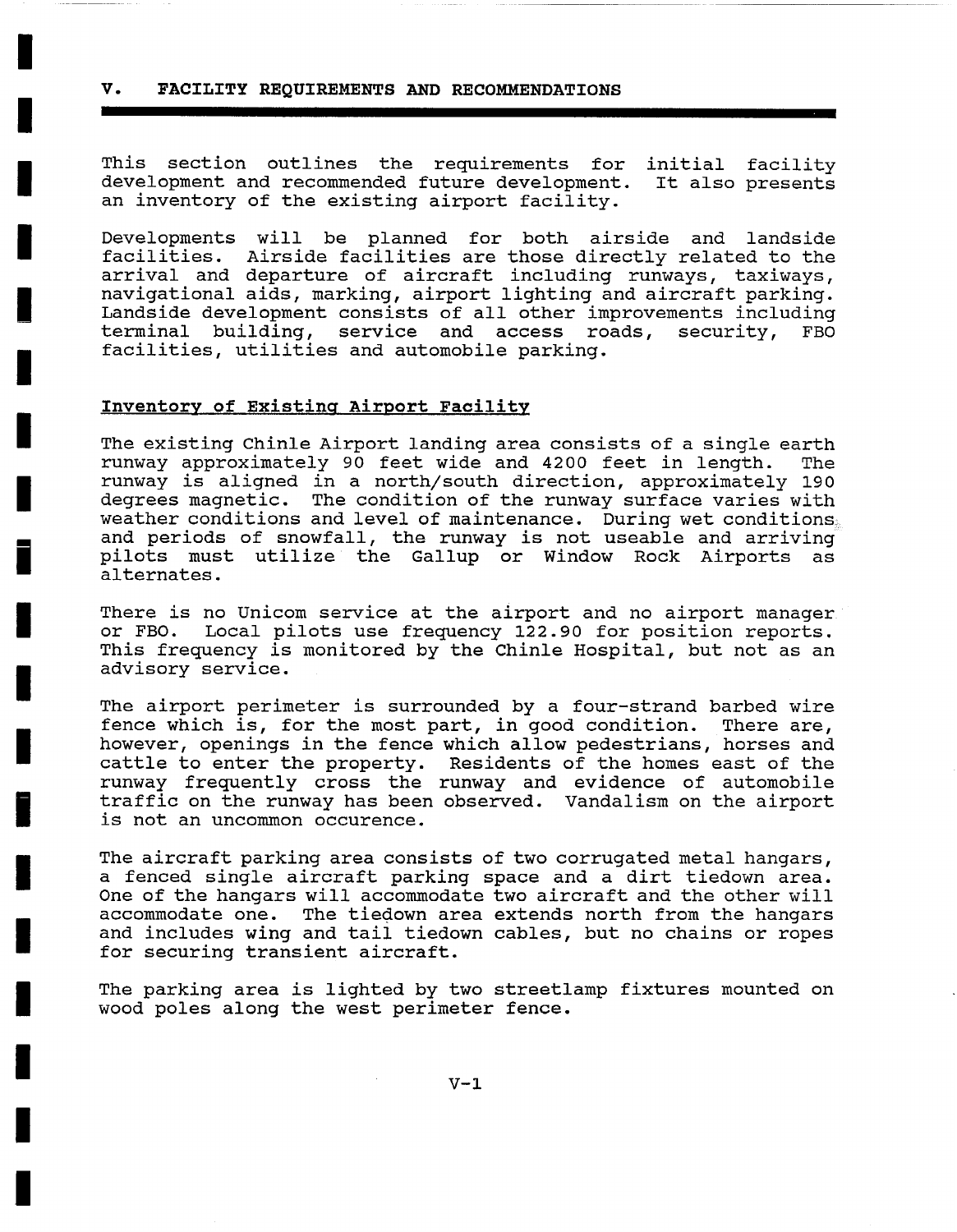## V. FACILITY REQUIREMENTS AND RECOMMENDATIONS

This section outlines the requirements for initial facility development and recommended future development. It also presents an inventory of the existing airport facility.

Developments will be planned for both airside and landside facilities. Airside facilities are those directly related to the arrival and departure of aircraft including runways, taxiways, navigational aids, marking, airport lighting and aircraft parking. Landside development consists of all other improvements including terminal building, service and access roads, security, FBO facilities, utilities and automobile parking.

### Inventory of Existing Airport Facility

The existing Chinle Airport landing area consists of a single earth runway approximately 90 feet wide and 4200 feet in length. The runway is aligned in a north/south direction, approximately 190 degrees magnetic. The condition of the runway surface varies with weather conditions and level of maintenance. During wet conditions and periods of snowfall, the runway is not useable and arriving pilots must utilize the Gallup or Window Rock Airports as alternates.

There is no Unicom service at the airport and no airport manager or FBO. Local pilots use frequency 122.90 for position reports. This frequency is monitored by the Chinle Hospital, but not as an advisory service.

The airport perimeter is surrounded by a four-strand barbed wire fence which is, for the most part, in good condition. There are, however, openings in the fence which allow pedestrians, horses and cattle to enter the property. Residents of the homes east of the runway frequently cross the runway and evidence of automobile traffic on the runway has been observed. Vandalism on the airport is not an uncommon occurence.

The aircraft parking area consists of two corrugated metal hangars, a fenced single aircraft parking space and a dirt tiedown area. One of the hangars will accommodate two aircraft and the other will accommodate one. The tiedown area extends north from the hangars and includes wing and tail tiedown cables, but no chains or ropes for securing transient aircraft.

The parking area is lighted by two streetlamp fixtures mounted on wood poles along the west perimeter fence.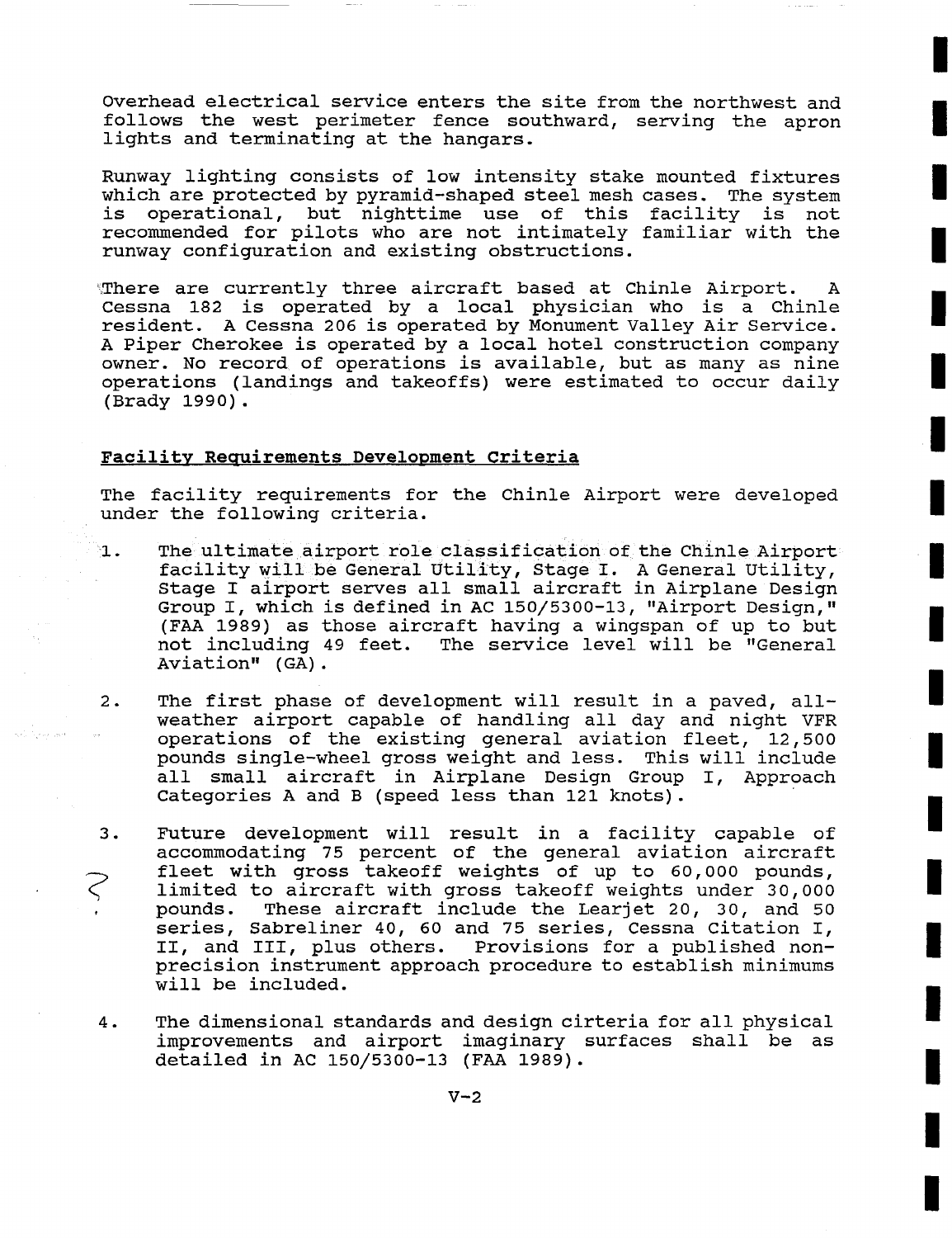Overhead electrical service enters the site from the northwest and follows the west perimeter fence southward, serving the apron lights and terminating at the hangars.

Runway lighting consists of low intensity stake mounted fixtures which are protected by pyramid-shaped steel mesh cases. The system is operational, but nighttime use of this facility is not recommended for pilots who are not intimately familiar with the runway configuration and existing obstructions.

There are currently three aircraft based at Chinle Airport. A Cessna 182 is operated by a local physician who is a Chinle resident. A Cessna 206 is operated by Monument Valley Air Service. A Piper Cherokee is operated by a local hotel construction company owner. No record of operations is available, but as many as nine operations (landings and takeoffs) were estimated to occur daily (Brady 1990).

## Facility Requirements Development Criteria

The facility requirements for the Chinle Airport were developed under the following criteria.

1. The ultimate airport role classification of the Chinle Airport facility will be General Utility, Stage I. A General Utility, Stage I airport serves all small aircraft in Airplane Design Group I, which is defined in AC 150/5300-13, "Airport Design," (FAA 1989) as those aircraft having a wingspan of up to but not including 49 feet. The service level will be "General Aviation" (GA).

2. The first phase of development will result in a paved, all-weather airport capable of handling all day and night VFR operations of the existing general aviation fleet, 12,500 pounds single-wheel gross weight and less. This will include all small aircraft in Airplane Design Group I, Approach Categories A and B (speed less than 121 knots).

3. Future development will result in a facility capable of accommodating 75 percent of the general aviation aircraft fleet with gross takeoff weights of up to 60,000 pounds, limited to aircraft with gross takeoff weights under 30,000 pounds. These aircraft include the Learjet 20, 30, and 50 series, Sabreliner 40, 60 and 75 series, Cessna Citation I, II, and III, plus others. Provisions for a published non-precision instrument approach procedure to establish minimums will be included.

4. The dimensional standards and design cirteria for all physical improvements and airport imaginary surfaces shall be as detailed in AC 150/5300-13 (FAA 1989).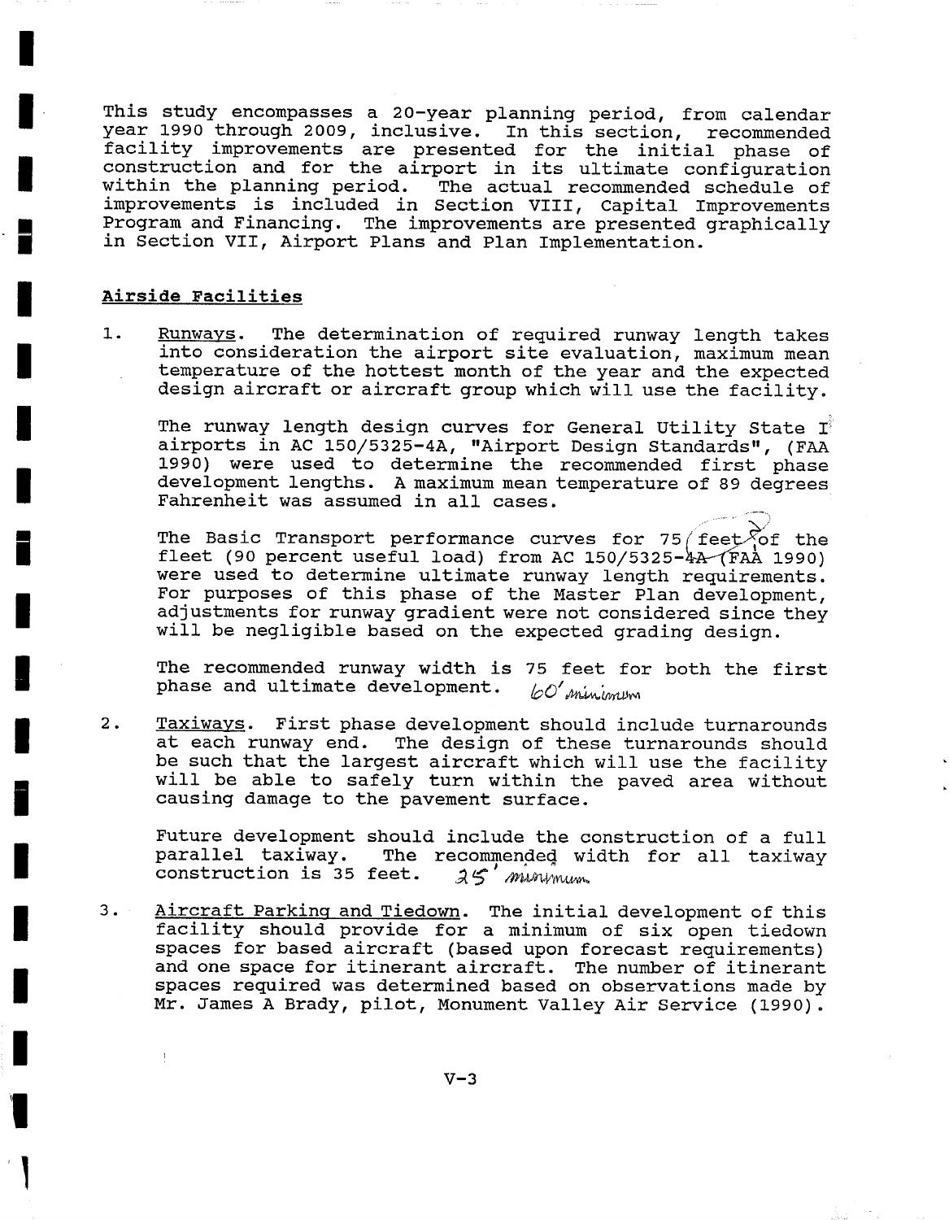This study encompasses a 20-year planning period, from calendar year 1990 through 2009, inclusive. In this section, recommended facility improvements are presented for the initial phase of construction and for the airport in its ultimate configuration within the planning period. The actual recommended schedule of improvements is included in Section VIII, Capital Improvements Program and Financing. The improvements are presented graphically in Section VII, Airport Plans and Plan Implementation.

## Airside Facilities

1. Runways. The determination of required runway length takes into consideration the airport site evaluation, maximum mean temperature of the hottest month of the year and the expected design aircraft or aircraft group which will use the facility.

   The runway length design curves for General Utility State I airports in AC 150/5325-4A, "Airport Design Standards", (FAA 1990) were used to determine the recommended first phase development lengths. A maximum mean temperature of 89 degrees Fahrenheit was assumed in all cases.

   The Basic Transport performance curves for 75 feet % of the fleet (90 percent useful load) from AC 150/5325-4A (FAA 1990) were used to determine ultimate runway length requirements. For purposes of this phase of the Master Plan development, adjustments for runway gradient were not considered since they will be negligible based on the expected grading design.

   The recommended runway width is 75 feet for both the first phase and ultimate development. *60' minimum*

2. Taxiways. First phase development should include turnarounds at each runway end. The design of these turnarounds should be such that the largest aircraft which will use the facility will be able to safely turn within the paved area without causing damage to the pavement surface.

   Future development should include the construction of a full parallel taxiway. The recommended width for all taxiway construction is 35 feet. *25' minimum*

3. Aircraft Parking and Tiedown. The initial development of this facility should provide for a minimum of six open tiedown spaces for based aircraft (based upon forecast requirements) and one space for itinerant aircraft. The number of itinerant spaces required was determined based on observations made by Mr. James A Brady, pilot, Monument Valley Air Service (1990).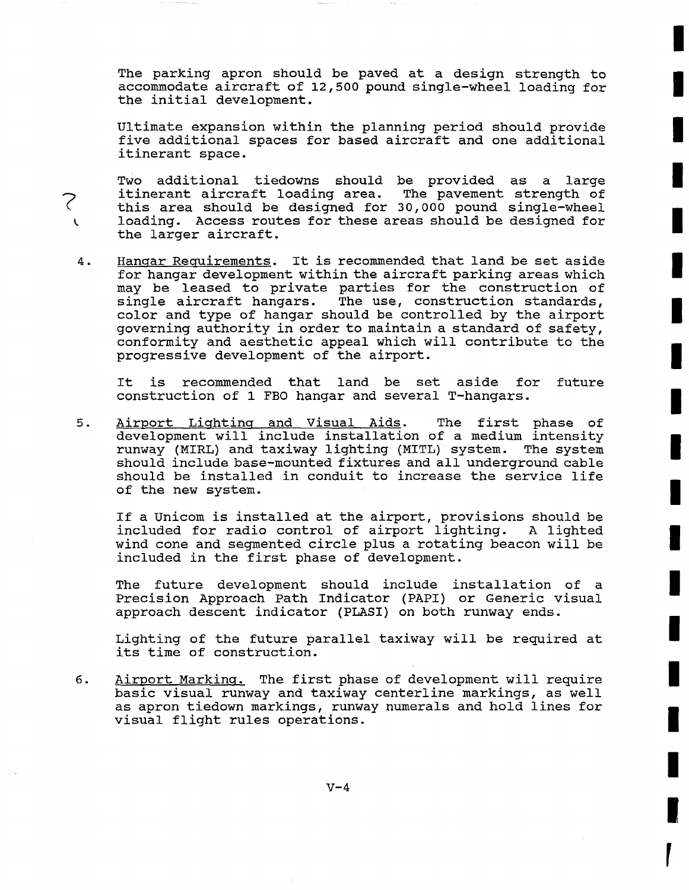The parking apron should be paved at a design strength to accommodate aircraft of 12,500 pound single-wheel loading for the initial development.

Ultimate expansion within the planning period should provide five additional spaces for based aircraft and one additional itinerant space.

Two additional tiedowns should be provided as a large itinerant aircraft loading area. The pavement strength of this area should be designed for 30,000 pound single-wheel loading. Access routes for these areas should be designed for the larger aircraft.

4. <u>Hangar Requirements</u>. It is recommended that land be set aside for hangar development within the aircraft parking areas which may be leased to private parties for the construction of single aircraft hangars. The use, construction standards, color and type of hangar should be controlled by the airport governing authority in order to maintain a standard of safety, conformity and aesthetic appeal which will contribute to the progressive development of the airport.

   It is recommended that land be set aside for future construction of 1 FBO hangar and several T-hangars.

5. <u>Airport Lighting and Visual Aids</u>. The first phase of development will include installation of a medium intensity runway (MIRL) and taxiway lighting (MITL) system. The system should include base-mounted fixtures and all underground cable should be installed in conduit to increase the service life of the new system.

   If a Unicom is installed at the airport, provisions should be included for radio control of airport lighting. A lighted wind cone and segmented circle plus a rotating beacon will be included in the first phase of development.

   The future development should include installation of a Precision Approach Path Indicator (PAPI) or Generic visual approach descent indicator (PLASI) on both runway ends.

   Lighting of the future parallel taxiway will be required at its time of construction.

6. <u>Airport Marking.</u> The first phase of development will require basic visual runway and taxiway centerline markings, as well as apron tiedown markings, runway numerals and hold lines for visual flight rules operations.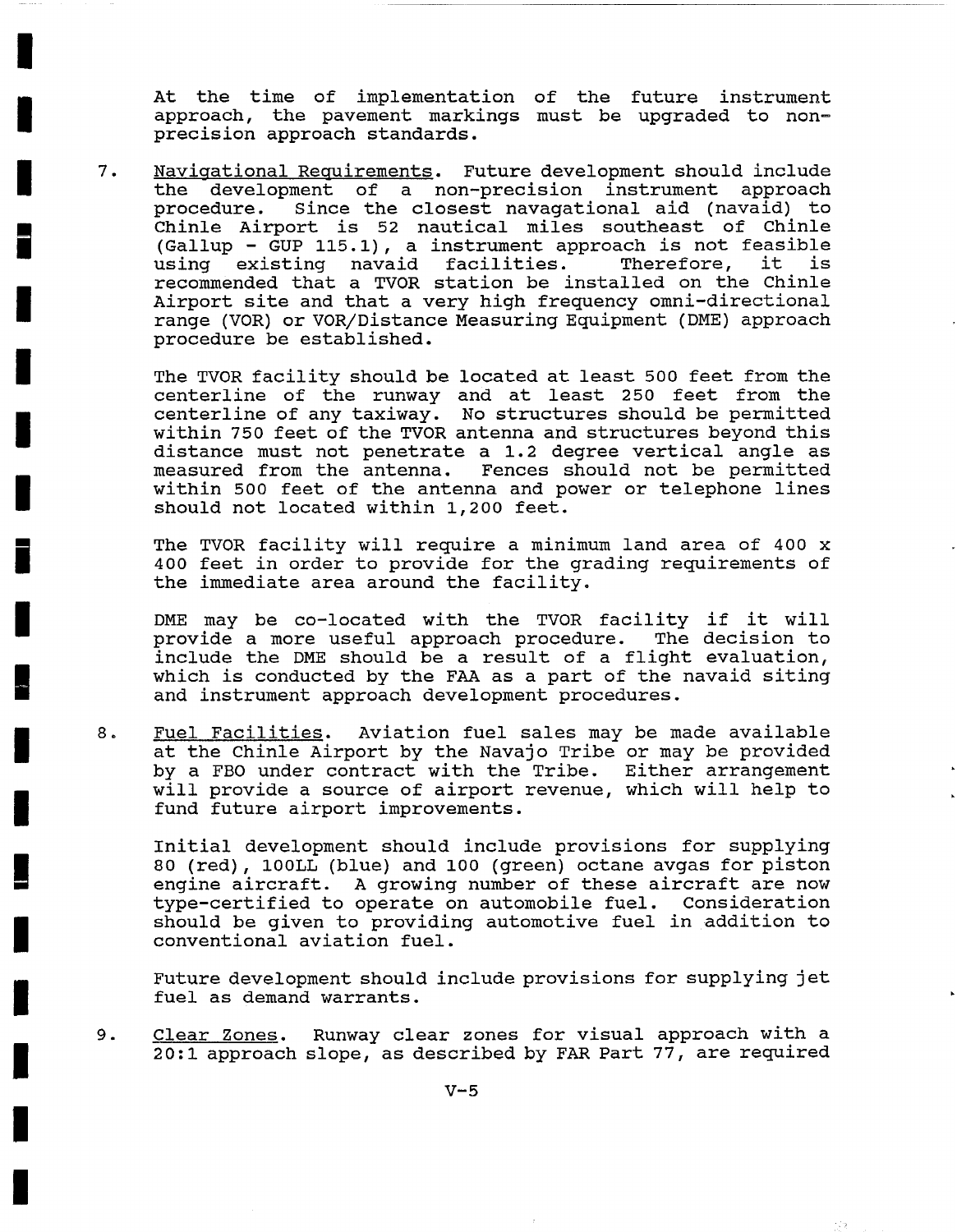At the time of implementation of the future instrument approach, the pavement markings must be upgraded to non-precision approach standards.

7. Navigational Requirements. Future development should include the development of a non-precision instrument approach procedure. Since the closest navagational aid (navaid) to Chinle Airport is 52 nautical miles southeast of Chinle (Gallup - GUP 115.1), a instrument approach is not feasible using existing navaid facilities. Therefore, it is recommended that a TVOR station be installed on the Chinle Airport site and that a very high frequency omni-directional range (VOR) or VOR/Distance Measuring Equipment (DME) approach procedure be established.

   The TVOR facility should be located at least 500 feet from the centerline of the runway and at least 250 feet from the centerline of any taxiway. No structures should be permitted within 750 feet of the TVOR antenna and structures beyond this distance must not penetrate a 1.2 degree vertical angle as measured from the antenna. Fences should not be permitted within 500 feet of the antenna and power or telephone lines should not located within 1,200 feet.

   The TVOR facility will require a minimum land area of 400 x 400 feet in order to provide for the grading requirements of the immediate area around the facility.

   DME may be co-located with the TVOR facility if it will provide a more useful approach procedure. The decision to include the DME should be a result of a flight evaluation, which is conducted by the FAA as a part of the navaid siting and instrument approach development procedures.

8. Fuel Facilities. Aviation fuel sales may be made available at the Chinle Airport by the Navajo Tribe or may be provided by a FBO under contract with the Tribe. Either arrangement will provide a source of airport revenue, which will help to fund future airport improvements.

   Initial development should include provisions for supplying 80 (red), 100LL (blue) and 100 (green) octane avgas for piston engine aircraft. A growing number of these aircraft are now type-certified to operate on automobile fuel. Consideration should be given to providing automotive fuel in addition to conventional aviation fuel.

   Future development should include provisions for supplying jet fuel as demand warrants.

9. Clear Zones. Runway clear zones for visual approach with a 20:1 approach slope, as described by FAR Part 77, are required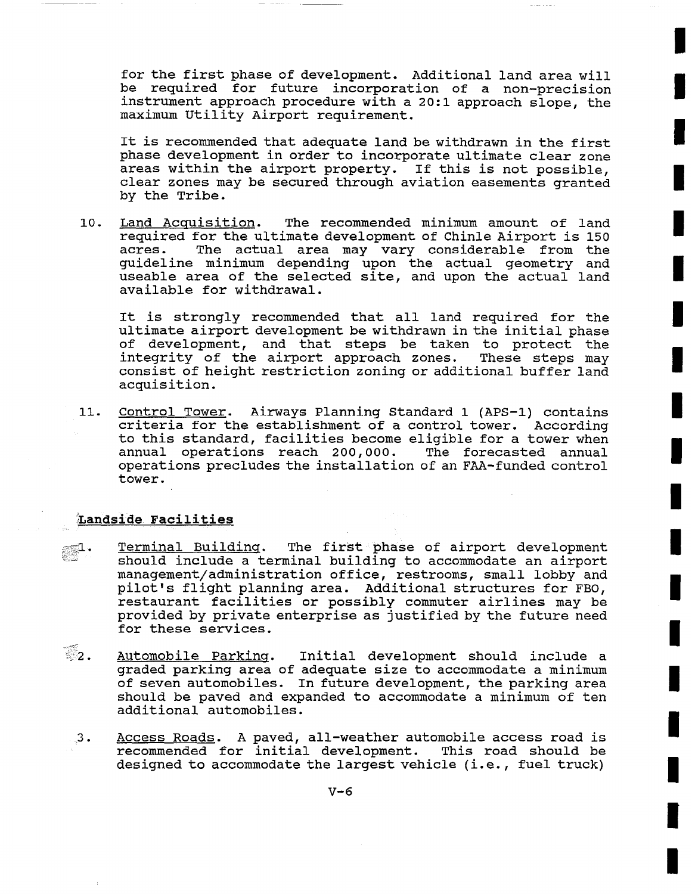for the first phase of development. Additional land area will be required for future incorporation of a non-precision instrument approach procedure with a 20:1 approach slope, the maximum Utility Airport requirement.

It is recommended that adequate land be withdrawn in the first phase development in order to incorporate ultimate clear zone areas within the airport property. If this is not possible, clear zones may be secured through aviation easements granted by the Tribe.

10. Land Acquisition. The recommended minimum amount of land required for the ultimate development of Chinle Airport is 150 acres. The actual area may vary considerable from the guideline minimum depending upon the actual geometry and useable area of the selected site, and upon the actual land available for withdrawal.

    It is strongly recommended that all land required for the ultimate airport development be withdrawn in the initial phase of development, and that steps be taken to protect the integrity of the airport approach zones. These steps may consist of height restriction zoning or additional buffer land acquisition.

11. Control Tower. Airways Planning Standard 1 (APS-1) contains criteria for the establishment of a control tower. According to this standard, facilities become eligible for a tower when annual operations reach 200,000. The forecasted annual operations precludes the installation of an FAA-funded control tower.

## Landside Facilities

1. Terminal Building. The first phase of airport development should include a terminal building to accommodate an airport management/administration office, restrooms, small lobby and pilot's flight planning area. Additional structures for FBO, restaurant facilities or possibly commuter airlines may be provided by private enterprise as justified by the future need for these services.

2. Automobile Parking. Initial development should include a graded parking area of adequate size to accommodate a minimum of seven automobiles. In future development, the parking area should be paved and expanded to accommodate a minimum of ten additional automobiles.

3. Access Roads. A paved, all-weather automobile access road is recommended for initial development. This road should be designed to accommodate the largest vehicle (i.e., fuel truck)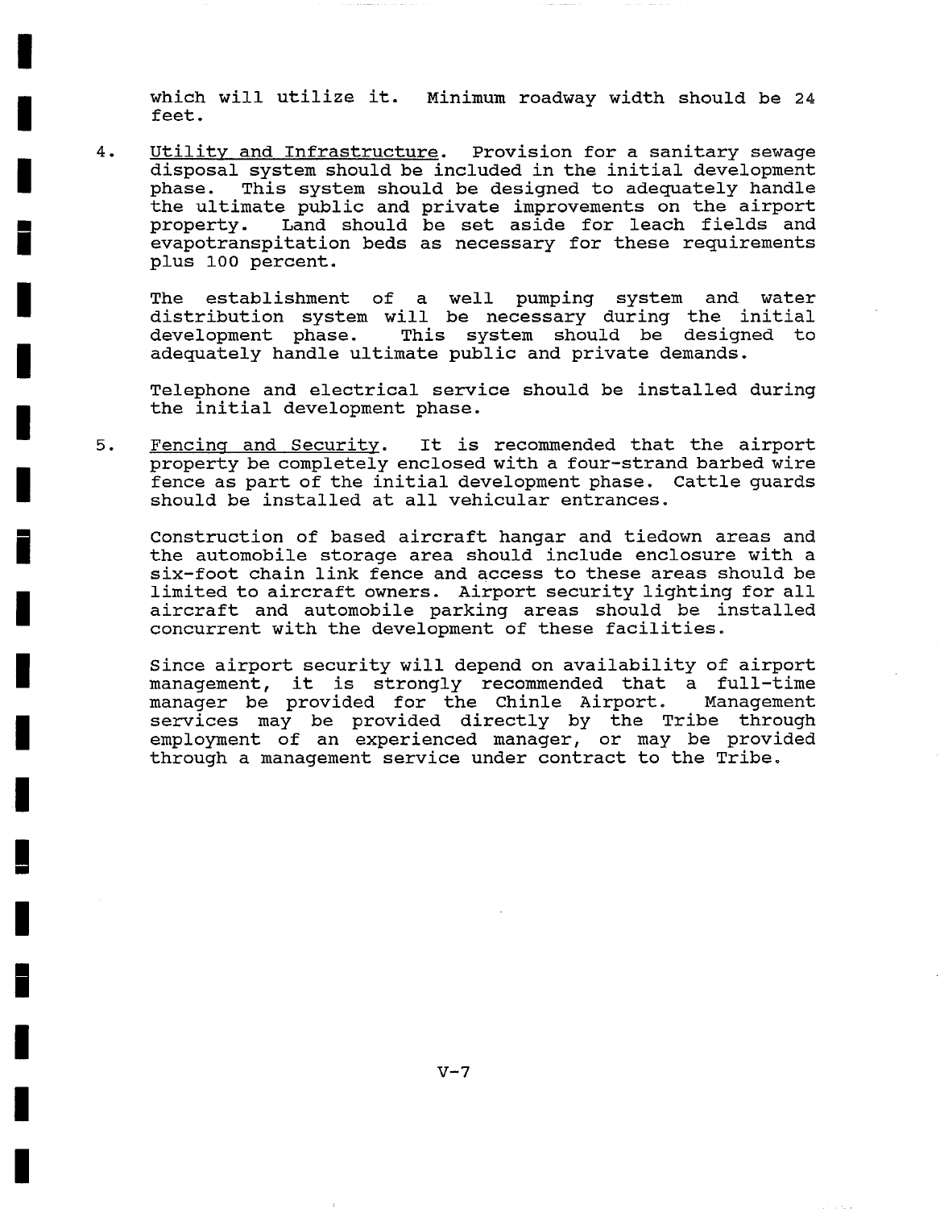which will utilize it. Minimum roadway width should be 24 feet.

4. Utility and Infrastructure. Provision for a sanitary sewage disposal system should be included in the initial development phase. This system should be designed to adequately handle the ultimate public and private improvements on the airport property. Land should be set aside for leach fields and evapotranspitation beds as necessary for these requirements plus 100 percent.

   The establishment of a well pumping system and water distribution system will be necessary during the initial development phase. This system should be designed to adequately handle ultimate public and private demands.

   Telephone and electrical service should be installed during the initial development phase.

5. Fencing and Security. It is recommended that the airport property be completely enclosed with a four-strand barbed wire fence as part of the initial development phase. Cattle guards should be installed at all vehicular entrances.

   Construction of based aircraft hangar and tiedown areas and the automobile storage area should include enclosure with a six-foot chain link fence and access to these areas should be limited to aircraft owners. Airport security lighting for all aircraft and automobile parking areas should be installed concurrent with the development of these facilities.

   Since airport security will depend on availability of airport management, it is strongly recommended that a full-time manager be provided for the Chinle Airport. Management services may be provided directly by the Tribe through employment of an experienced manager, or may be provided through a management service under contract to the Tribe.